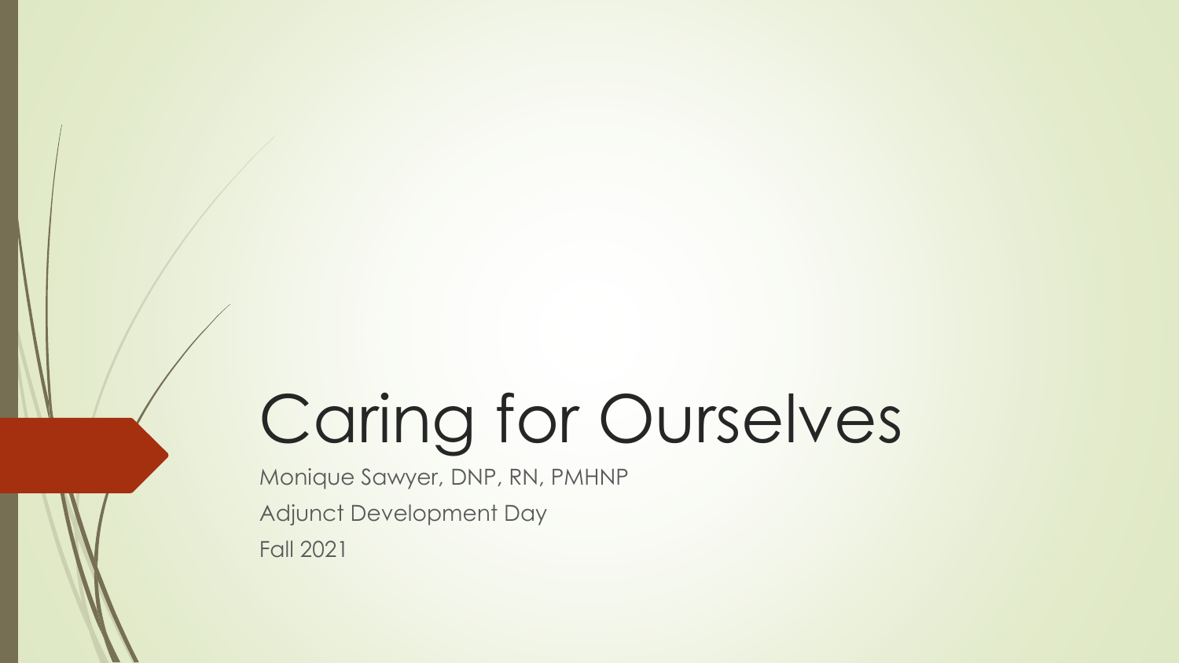# Caring for Ourselves

Monique Sawyer, DNP, RN, PMHNP

Adjunct Development Day

Fall 2021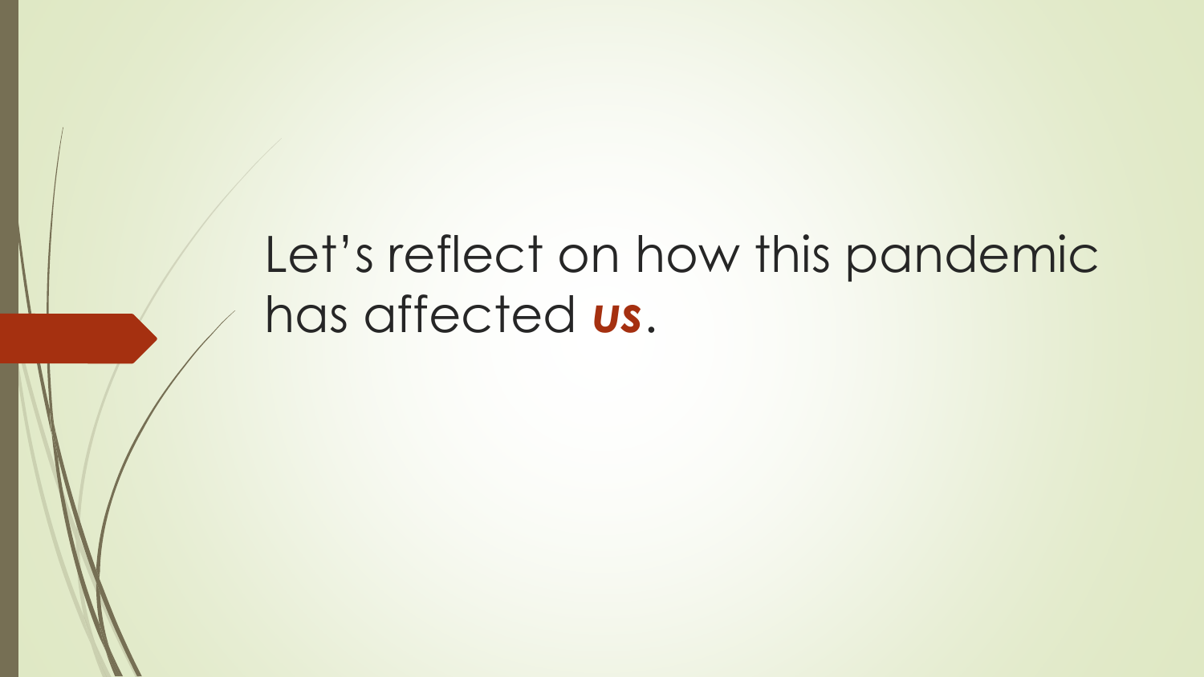# Let's reflect on how this pandemic has affected ***us***.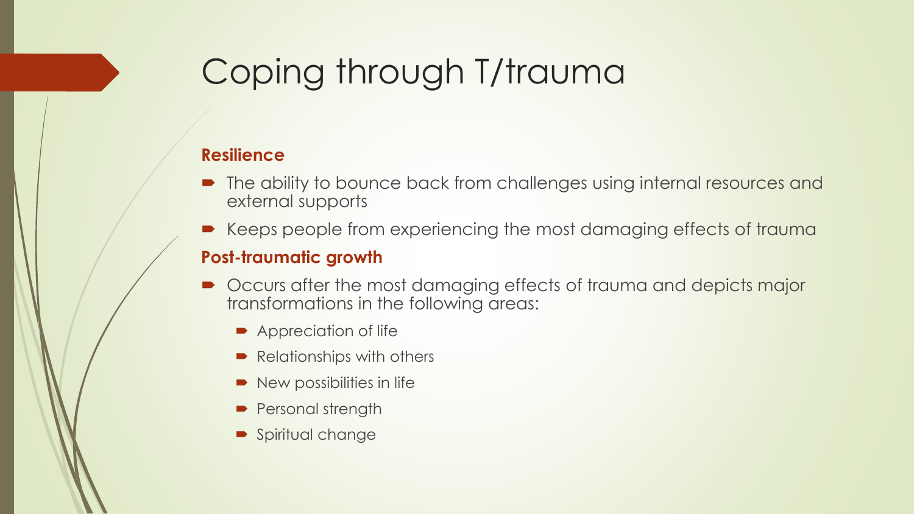# Coping through T/trauma

**Resilience**

- The ability to bounce back from challenges using internal resources and external supports
- Keeps people from experiencing the most damaging effects of trauma

**Post-traumatic growth**

- Occurs after the most damaging effects of trauma and depicts major transformations in the following areas:
  - Appreciation of life
  - Relationships with others
  - New possibilities in life
  - Personal strength
  - Spiritual change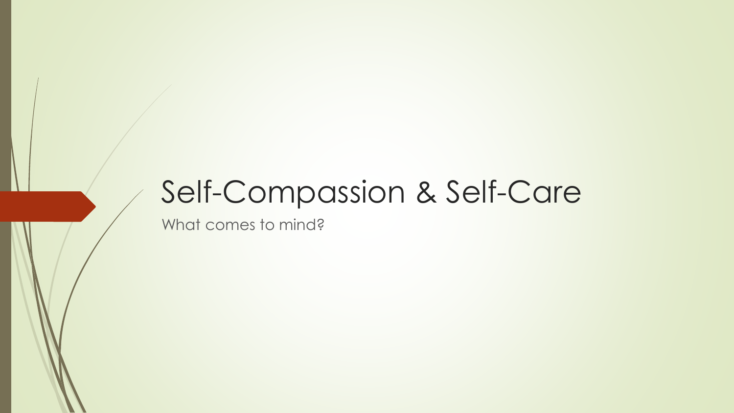# Self-Compassion & Self-Care

What comes to mind?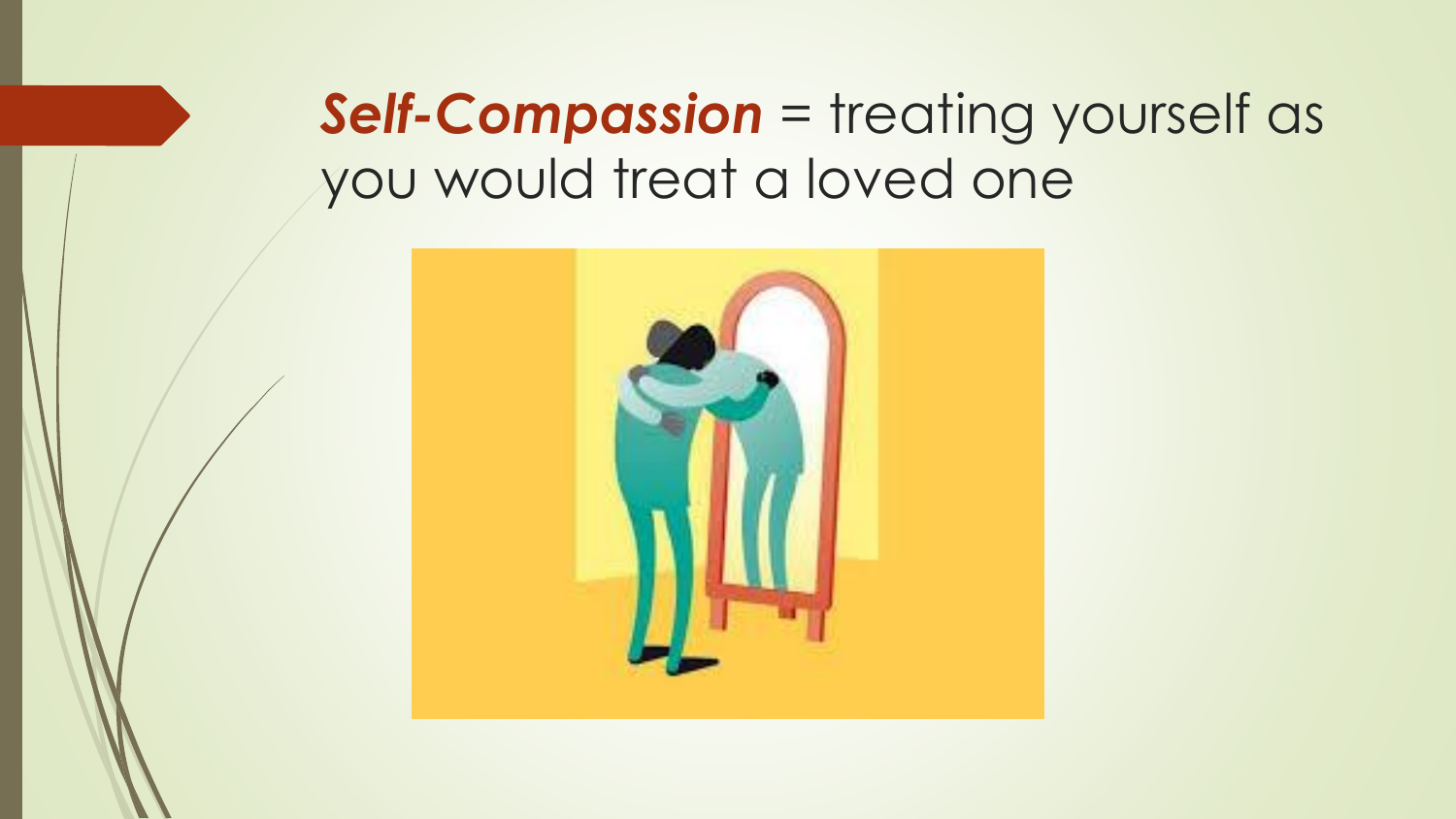***Self-Compassion*** = treating yourself as you would treat a loved one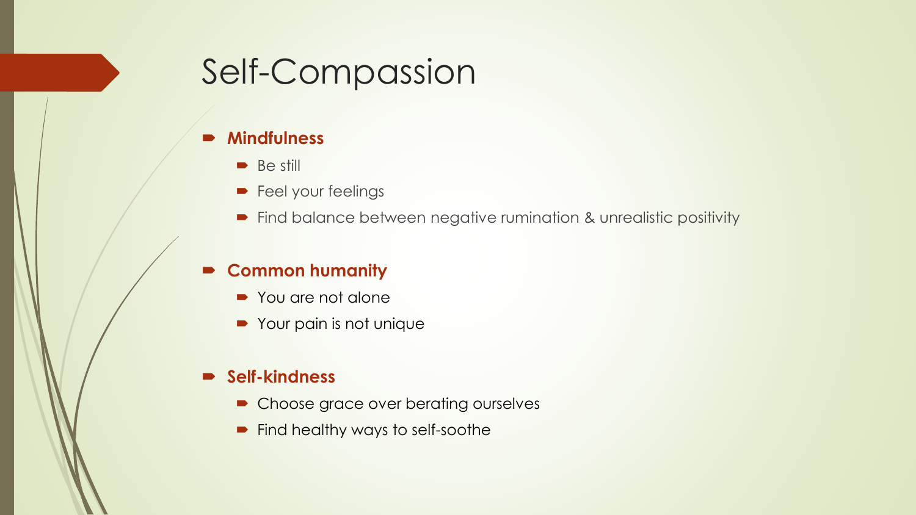# Self-Compassion

- **Mindfulness**
  - Be still
  - Feel your feelings
  - Find balance between negative rumination & unrealistic positivity
- **Common humanity**
  - You are not alone
  - Your pain is not unique
- **Self-kindness**
  - Choose grace over berating ourselves
  - Find healthy ways to self-soothe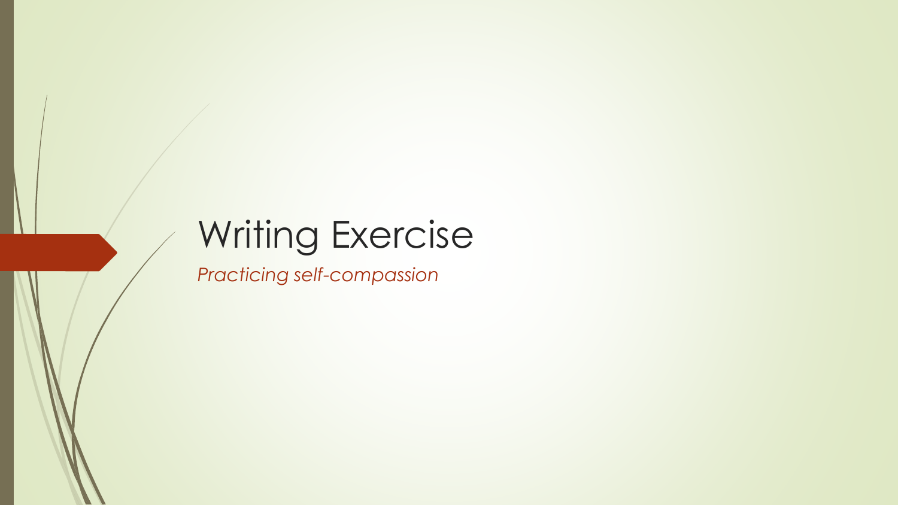# Writing Exercise

*Practicing self-compassion*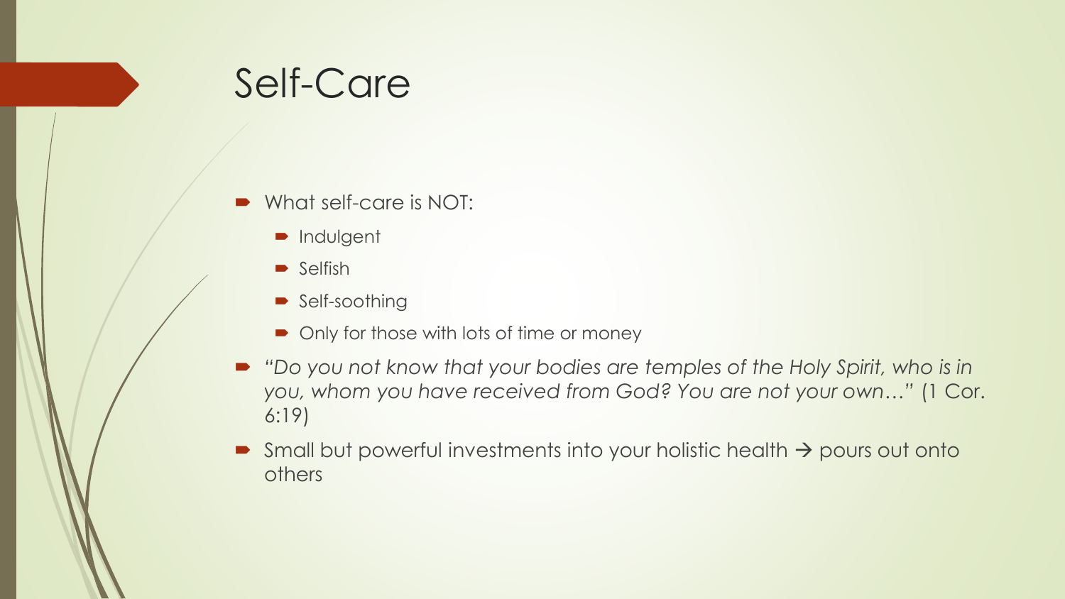# Self-Care

- What self-care is NOT:
  - Indulgent
  - Selfish
  - Self-soothing
  - Only for those with lots of time or money
- *"Do you not know that your bodies are temples of the Holy Spirit, who is in you, whom you have received from God? You are not your own…"* (1 Cor. 6:19)
- Small but powerful investments into your holistic health → pours out onto others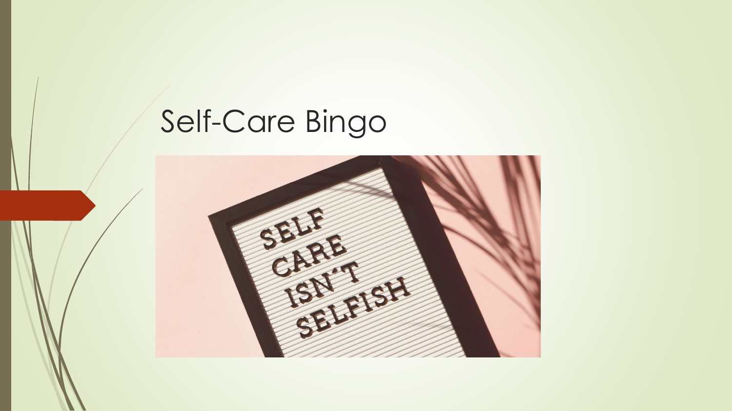# Self-Care Bingo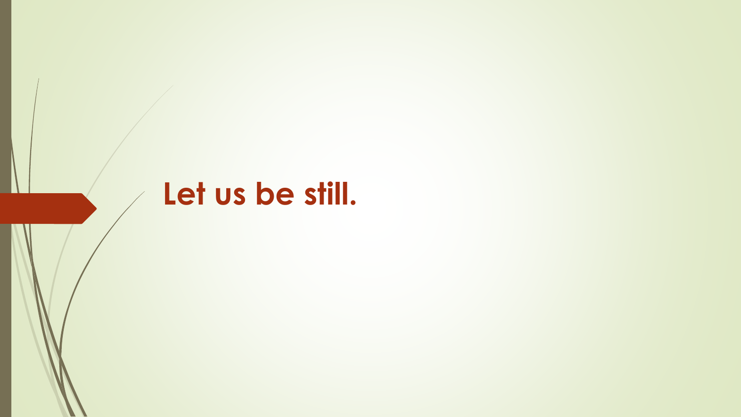# Let us be still.